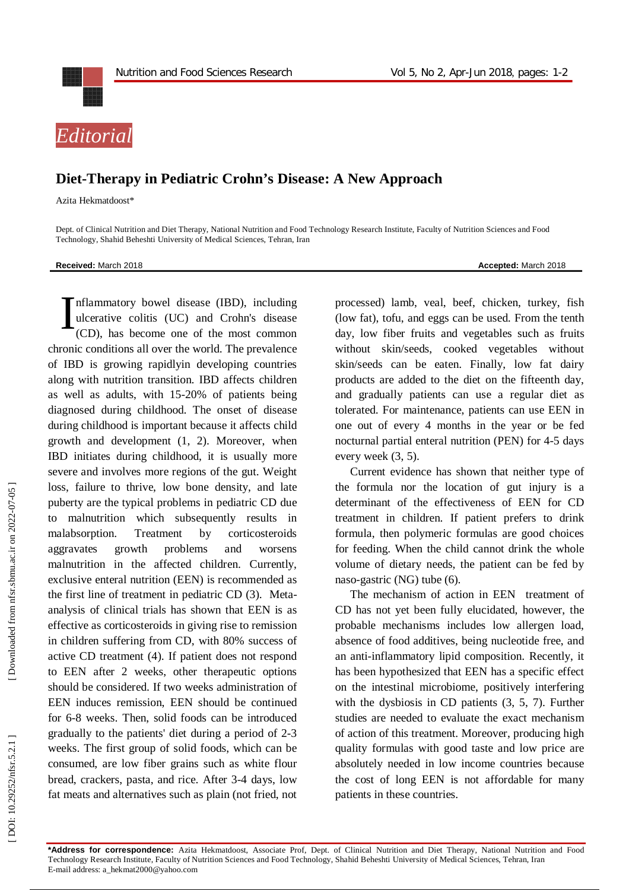Editorial

# Diet-Therapy in Pediatric Crohn's Disease: A New Approach

Azita Hekmatdoost*

Dept. of Clinical Nutrition and Diet Therapy, National Nutrition and Food Technology Research Institute, Faculty of Nutrition Sciences and Food Technology, Shahid Beheshti University of Medical Sciences, Tehran, Iran

**Received:** March 2018 **Accepted:** March 2018

Inflammatory bowel disease (IBD), including ulcerative colitis (UC) and Crohn's disease (CD), has become one of the most common chronic conditions all over the world. The prevalence of IBD is growing rapidlyin developing countries along with nutrition transition. IBD affects children as well as adults, with 15-20% of patients being diagnosed during childhood. The onset of disease during childhood is important because it affects child growth and development (1, 2). Moreover, when IBD initiates during childhood, it is usually more severe and involves more regions of the gut. Weight loss, failure to thrive, low bone density, and late puberty are the typical problems in pediatric CD due to malnutrition which subsequently results in malabsorption. Treatment by corticosteroids aggravates growth problems and worsens malnutrition in the affected children. Currently, exclusive enteral nutrition (EEN) is recommended as the first line of treatment in pediatric CD (3). Meta-analysis of clinical trials has shown that EEN is as effective as corticosteroids in giving rise to remission in children suffering from CD, with 80% success of active CD treatment (4). If patient does not respond to EEN after 2 weeks, other therapeutic options should be considered. If two weeks administration of EEN induces remission, EEN should be continued for 6-8 weeks. Then, solid foods can be introduced gradually to the patients' diet during a period of 2-3 weeks. The first group of solid foods, which can be consumed, are low fiber grains such as white flour bread, crackers, pasta, and rice. After 3-4 days, low fat meats and alternatives such as plain (not fried, not processed) lamb, veal, beef, chicken, turkey, fish (low fat), tofu, and eggs can be used. From the tenth day, low fiber fruits and vegetables such as fruits without skin/seeds, cooked vegetables without skin/seeds can be eaten. Finally, low fat dairy products are added to the diet on the fifteenth day, and gradually patients can use a regular diet as tolerated. For maintenance, patients can use EEN in one out of every 4 months in the year or be fed nocturnal partial enteral nutrition (PEN) for 4-5 days every week (3, 5).

Current evidence has shown that neither type of the formula nor the location of gut injury is a determinant of the effectiveness of EEN for CD treatment in children. If patient prefers to drink formula, then polymeric formulas are good choices for feeding. When the child cannot drink the whole volume of dietary needs, the patient can be fed by naso-gastric (NG) tube (6).

The mechanism of action in EEN treatment of CD has not yet been fully elucidated, however, the probable mechanisms includes low allergen load, absence of food additives, being nucleotide free, and an anti-inflammatory lipid composition. Recently, it has been hypothesized that EEN has a specific effect on the intestinal microbiome, positively interfering with the dysbiosis in CD patients (3, 5, 7). Further studies are needed to evaluate the exact mechanism of action of this treatment. Moreover, producing high quality formulas with good taste and low price are absolutely needed in low income countries because the cost of long EEN is not affordable for many patients in these countries.

---

***Address for correspondence:** Azita Hekmatdoost, Associate Prof, Dept. of Clinical Nutrition and Diet Therapy, National Nutrition and Food Technology Research Institute, Faculty of Nutrition Sciences and Food Technology, Shahid Beheshti University of Medical Sciences, Tehran, Iran
E-mail address: a_hekmat2000@yahoo.com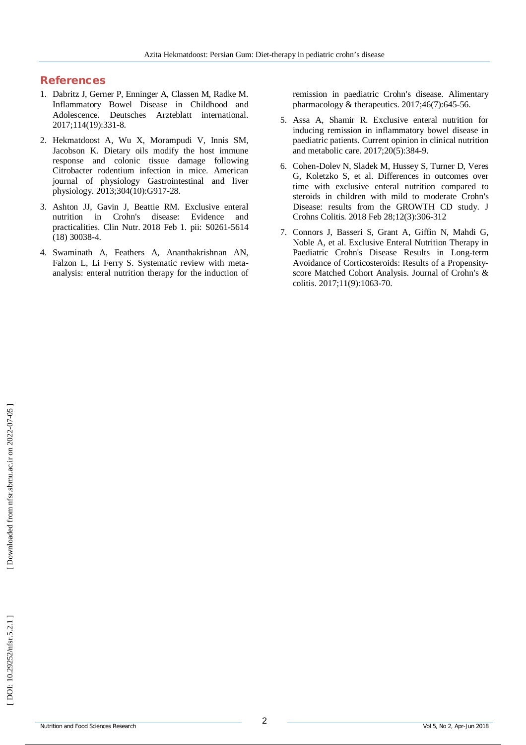## References

1. Dabritz J, Gerner P, Enninger A, Classen M, Radke M. Inflammatory Bowel Disease in Childhood and Adolescence. Deutsches Arzteblatt international. 2017;114(19):331-8.
2. Hekmatdoost A, Wu X, Morampudi V, Innis SM, Jacobson K. Dietary oils modify the host immune response and colonic tissue damage following Citrobacter rodentium infection in mice. American journal of physiology Gastrointestinal and liver physiology. 2013;304(10):G917-28.
3. Ashton JJ, Gavin J, Beattie RM. Exclusive enteral nutrition in Crohn's disease: Evidence and practicalities. Clin Nutr. 2018 Feb 1. pii: S0261-5614 (18) 30038-4.
4. Swaminath A, Feathers A, Ananthakrishnan AN, Falzon L, Li Ferry S. Systematic review with meta-analysis: enteral nutrition therapy for the induction of remission in paediatric Crohn's disease. Alimentary pharmacology & therapeutics. 2017;46(7):645-56.
5. Assa A, Shamir R. Exclusive enteral nutrition for inducing remission in inflammatory bowel disease in paediatric patients. Current opinion in clinical nutrition and metabolic care. 2017;20(5):384-9.
6. Cohen-Dolev N, Sladek M, Hussey S, Turner D, Veres G, Koletzko S, et al. Differences in outcomes over time with exclusive enteral nutrition compared to steroids in children with mild to moderate Crohn's Disease: results from the GROWTH CD study. J Crohns Colitis. 2018 Feb 28;12(3):306-312
7. Connors J, Basseri S, Grant A, Giffin N, Mahdi G, Noble A, et al. Exclusive Enteral Nutrition Therapy in Paediatric Crohn's Disease Results in Long-term Avoidance of Corticosteroids: Results of a Propensity-score Matched Cohort Analysis. Journal of Crohn's & colitis. 2017;11(9):1063-70.